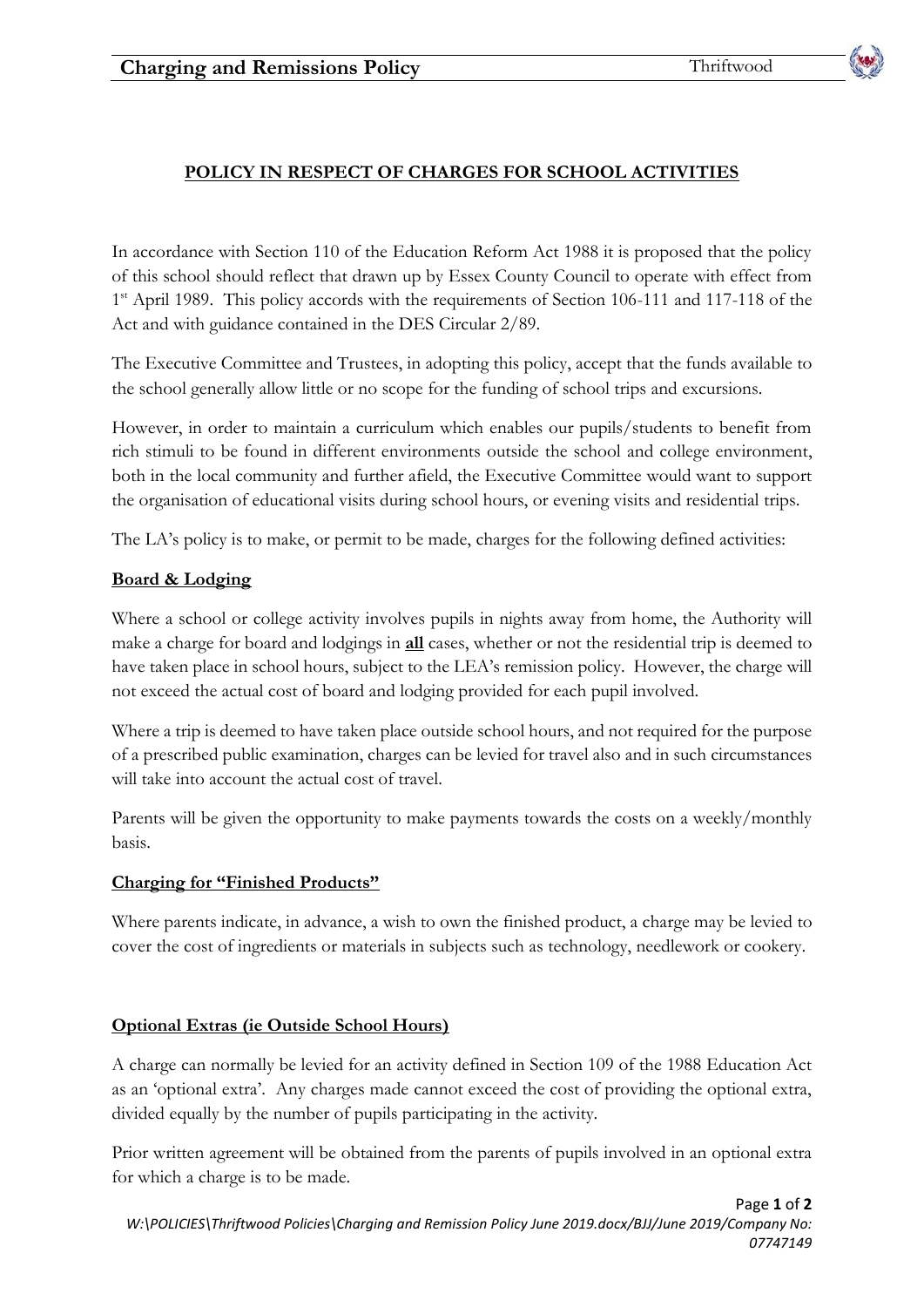## POLICY IN RESPECT OF CHARGES FOR SCHOOL ACTIVITIES

In accordance with Section 110 of the Education Reform Act 1988 it is proposed that the policy of this school should reflect that drawn up by Essex County Council to operate with effect from 1st April 1989. This policy accords with the requirements of Section 106-111 and 117-118 of the Act and with guidance contained in the DES Circular 2/89.

The Executive Committee and Trustees, in adopting this policy, accept that the funds available to the school generally allow little or no scope for the funding of school trips and excursions.

However, in order to maintain a curriculum which enables our pupils/students to benefit from rich stimuli to be found in different environments outside the school and college environment, both in the local community and further afield, the Executive Committee would want to support the organisation of educational visits during school hours, or evening visits and residential trips.

The LA's policy is to make, or permit to be made, charges for the following defined activities:

### Board & Lodging

Where a school or college activity involves pupils in nights away from home, the Authority will make a charge for board and lodgings in **all** cases, whether or not the residential trip is deemed to have taken place in school hours, subject to the LEA's remission policy. However, the charge will not exceed the actual cost of board and lodging provided for each pupil involved.

Where a trip is deemed to have taken place outside school hours, and not required for the purpose of a prescribed public examination, charges can be levied for travel also and in such circumstances will take into account the actual cost of travel.

Parents will be given the opportunity to make payments towards the costs on a weekly/monthly basis.

### Charging for "Finished Products"

Where parents indicate, in advance, a wish to own the finished product, a charge may be levied to cover the cost of ingredients or materials in subjects such as technology, needlework or cookery.

### Optional Extras (ie Outside School Hours)

A charge can normally be levied for an activity defined in Section 109 of the 1988 Education Act as an 'optional extra'. Any charges made cannot exceed the cost of providing the optional extra, divided equally by the number of pupils participating in the activity.

Prior written agreement will be obtained from the parents of pupils involved in an optional extra for which a charge is to be made.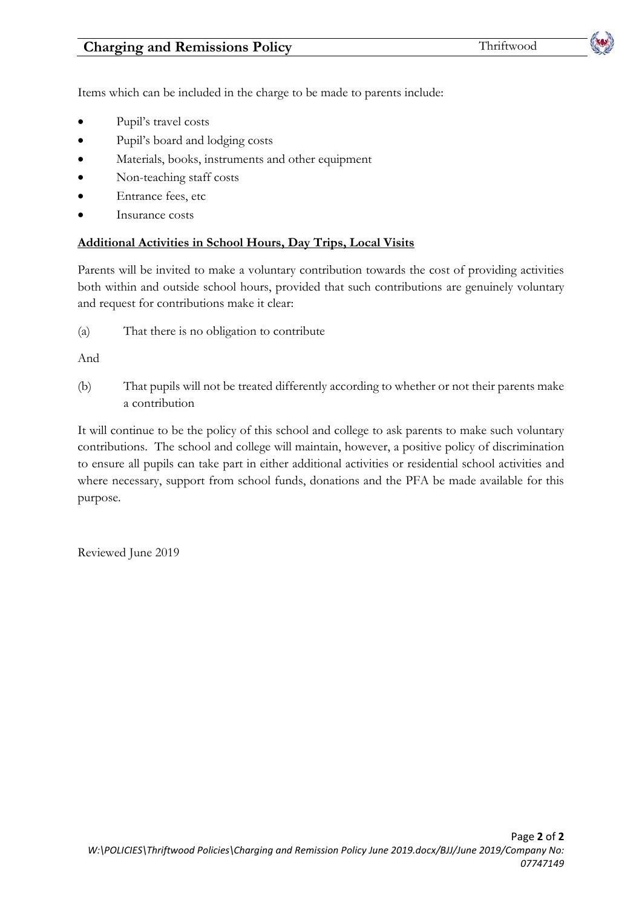Items which can be included in the charge to be made to parents include:

- Pupil's travel costs
- Pupil's board and lodging costs
- Materials, books, instruments and other equipment
- Non-teaching staff costs
- Entrance fees, etc
- Insurance costs

**Additional Activities in School Hours, Day Trips, Local Visits**

Parents will be invited to make a voluntary contribution towards the cost of providing activities both within and outside school hours, provided that such contributions are genuinely voluntary and request for contributions make it clear:

(a) That there is no obligation to contribute

And

(b) That pupils will not be treated differently according to whether or not their parents make a contribution

It will continue to be the policy of this school and college to ask parents to make such voluntary contributions. The school and college will maintain, however, a positive policy of discrimination to ensure all pupils can take part in either additional activities or residential school activities and where necessary, support from school funds, donations and the PFA be made available for this purpose.

Reviewed June 2019